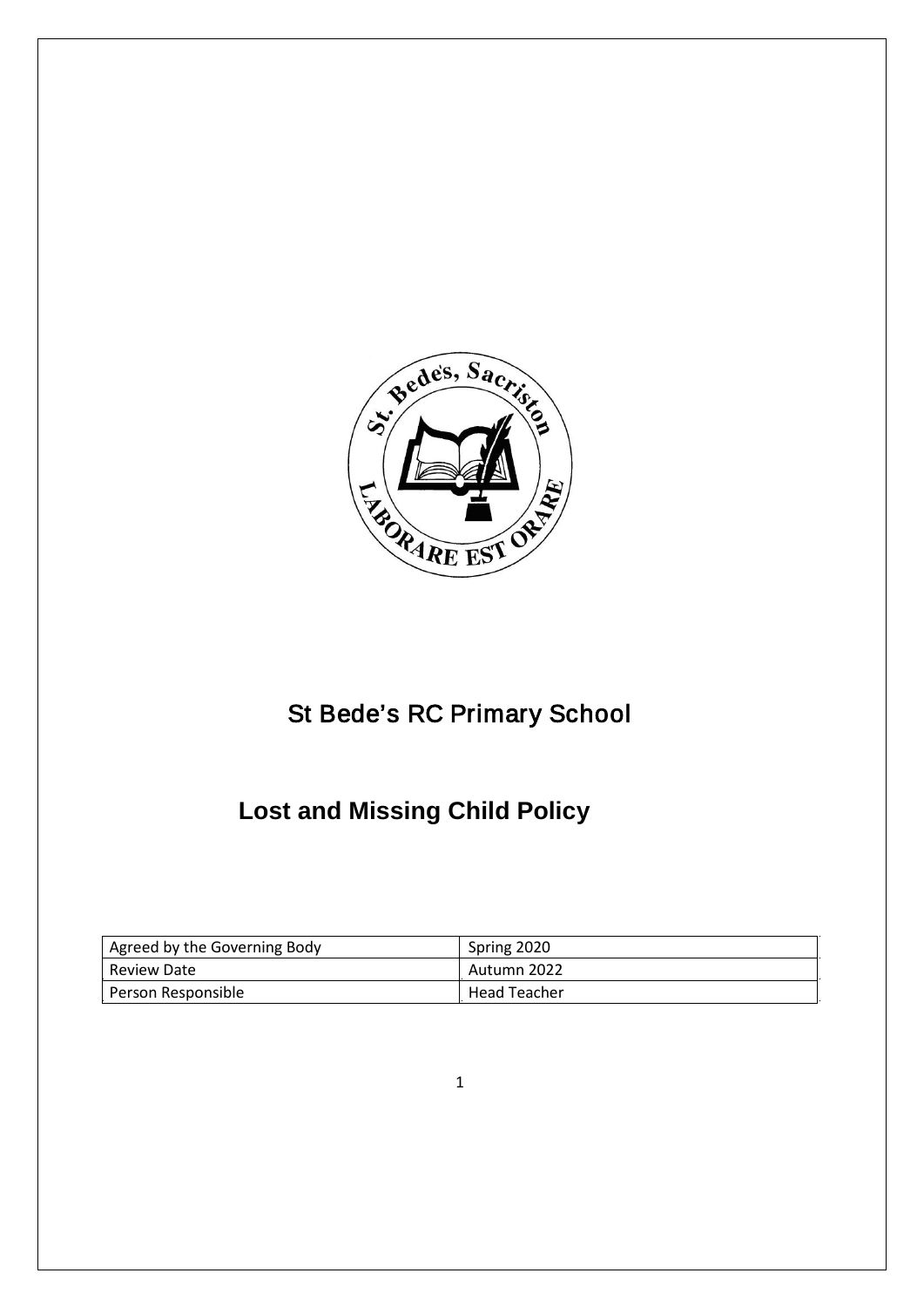St Bede's RC Primary School

# Lost and Missing Child Policy

| Agreed by the Governing Body | Spring 2020 |
| --- | --- |
| Review Date | Autumn 2022 |
| Person Responsible | Head Teacher |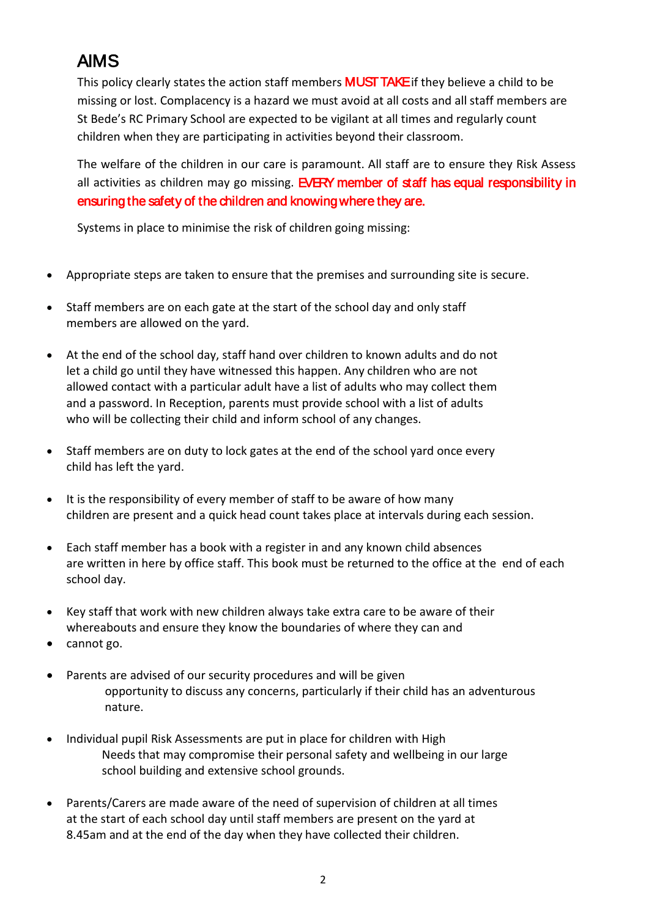## AIMS

This policy clearly states the action staff members **MUST TAKE** if they believe a child to be missing or lost. Complacency is a hazard we must avoid at all costs and all staff members are St Bede's RC Primary School are expected to be vigilant at all times and regularly count children when they are participating in activities beyond their classroom.

The welfare of the children in our care is paramount. All staff are to ensure they Risk Assess all activities as children may go missing. **EVERY member of staff has equal responsibility in ensuring the safety of the children and knowing where they are.**

Systems in place to minimise the risk of children going missing:

- Appropriate steps are taken to ensure that the premises and surrounding site is secure.
- Staff members are on each gate at the start of the school day and only staff members are allowed on the yard.
- At the end of the school day, staff hand over children to known adults and do not let a child go until they have witnessed this happen. Any children who are not allowed contact with a particular adult have a list of adults who may collect them and a password. In Reception, parents must provide school with a list of adults who will be collecting their child and inform school of any changes.
- Staff members are on duty to lock gates at the end of the school yard once every child has left the yard.
- It is the responsibility of every member of staff to be aware of how many children are present and a quick head count takes place at intervals during each session.
- Each staff member has a book with a register in and any known child absences are written in here by office staff. This book must be returned to the office at the end of each school day.
- Key staff that work with new children always take extra care to be aware of their whereabouts and ensure they know the boundaries of where they can and
- cannot go.
- Parents are advised of our security procedures and will be given opportunity to discuss any concerns, particularly if their child has an adventurous nature.
- Individual pupil Risk Assessments are put in place for children with High Needs that may compromise their personal safety and wellbeing in our large school building and extensive school grounds.
- Parents/Carers are made aware of the need of supervision of children at all times at the start of each school day until staff members are present on the yard at 8.45am and at the end of the day when they have collected their children.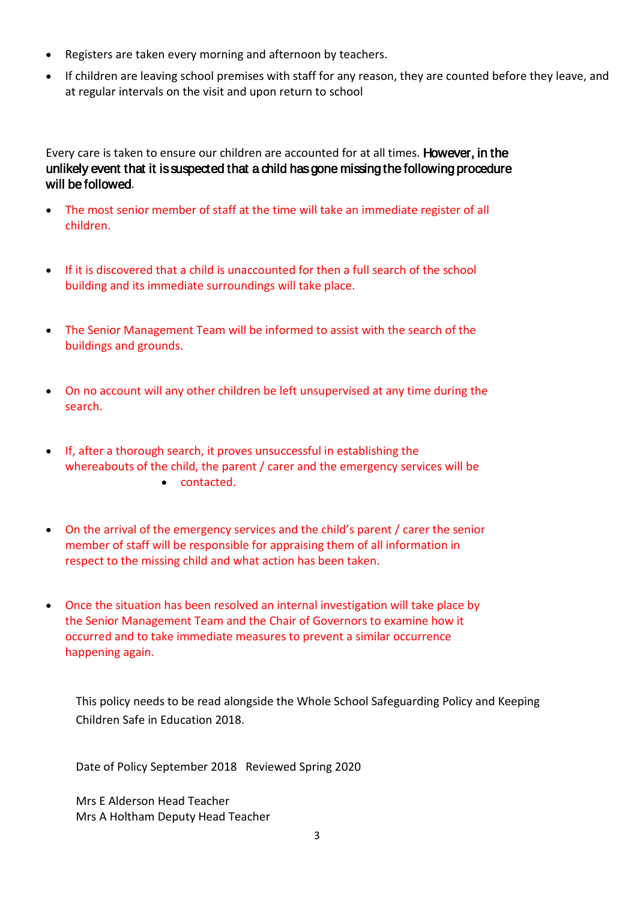- Registers are taken every morning and afternoon by teachers.
- If children are leaving school premises with staff for any reason, they are counted before they leave, and at regular intervals on the visit and upon return to school

Every care is taken to ensure our children are accounted for at all times. However, in the unlikely event that it is suspected that a child has gone missing the following procedure will be followed.

- The most senior member of staff at the time will take an immediate register of all children.
- If it is discovered that a child is unaccounted for then a full search of the school building and its immediate surroundings will take place.
- The Senior Management Team will be informed to assist with the search of the buildings and grounds.
- On no account will any other children be left unsupervised at any time during the search.
- If, after a thorough search, it proves unsuccessful in establishing the whereabouts of the child, the parent / carer and the emergency services will be
  - contacted.
- On the arrival of the emergency services and the child's parent / carer the senior member of staff will be responsible for appraising them of all information in respect to the missing child and what action has been taken.
- Once the situation has been resolved an internal investigation will take place by the Senior Management Team and the Chair of Governors to examine how it occurred and to take immediate measures to prevent a similar occurrence happening again.

This policy needs to be read alongside the Whole School Safeguarding Policy and Keeping Children Safe in Education 2018.

Date of Policy September 2018 Reviewed Spring 2020

Mrs E Alderson Head Teacher
Mrs A Holtham Deputy Head Teacher